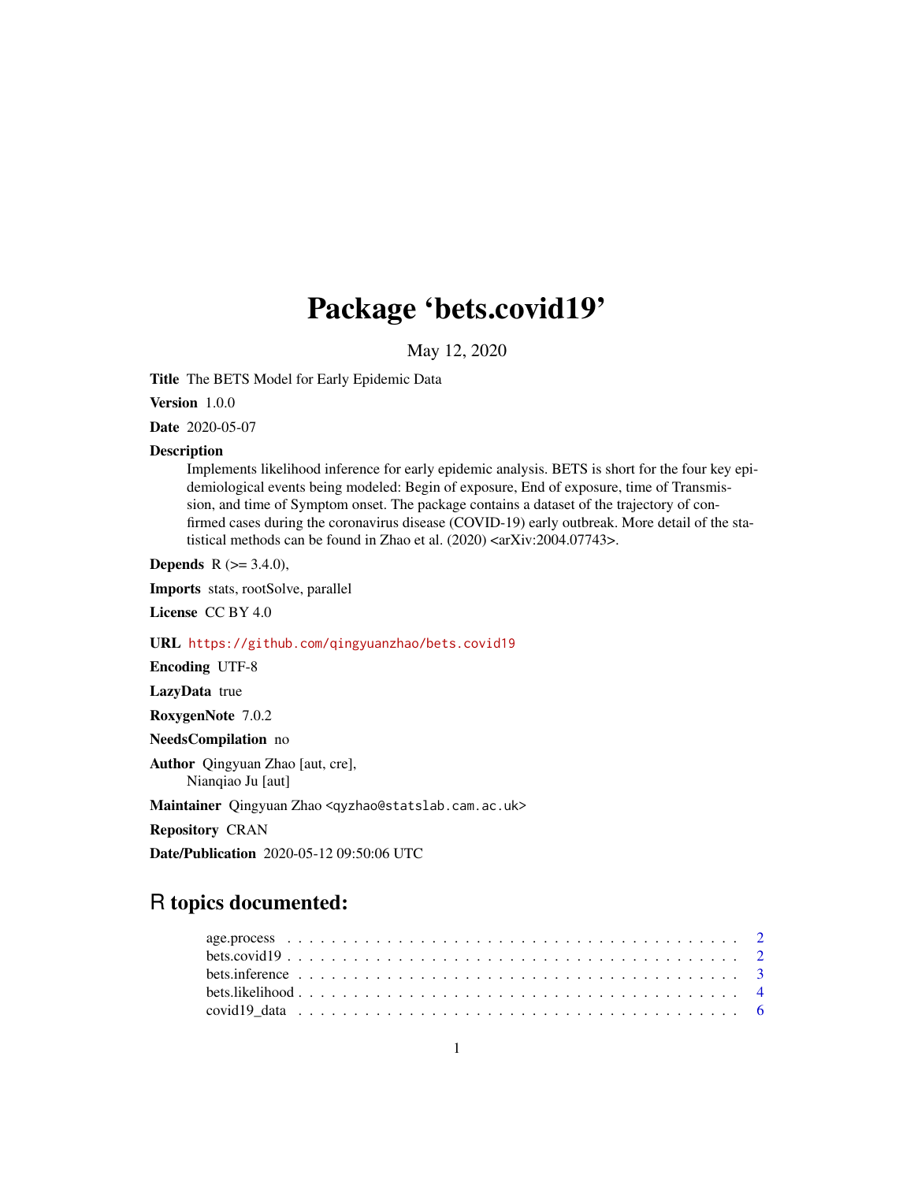# Package 'bets.covid19'

May 12, 2020

**Title** The BETS Model for Early Epidemic Data

**Version** 1.0.0

**Date** 2020-05-07

**Description**
Implements likelihood inference for early epidemic analysis. BETS is short for the four key epidemiological events being modeled: Begin of exposure, End of exposure, time of Transmission, and time of Symptom onset. The package contains a dataset of the trajectory of confirmed cases during the coronavirus disease (COVID-19) early outbreak. More detail of the statistical methods can be found in Zhao et al. (2020) <arXiv:2004.07743>.

**Depends** R (>= 3.4.0),

**Imports** stats, rootSolve, parallel

**License** CC BY 4.0

**URL** https://github.com/qingyuanzhao/bets.covid19

**Encoding** UTF-8

**LazyData** true

**RoxygenNote** 7.0.2

**NeedsCompilation** no

**Author** Qingyuan Zhao [aut, cre],
Nianqiao Ju [aut]

**Maintainer** Qingyuan Zhao <qyzhao@statslab.cam.ac.uk>

**Repository** CRAN

**Date/Publication** 2020-05-12 09:50:06 UTC

## R topics documented:

- age.process . . . . . . . . . . . . . . . . . . . . . . . . . . . . . . . . . . . . . . . 2
- bets.covid19 . . . . . . . . . . . . . . . . . . . . . . . . . . . . . . . . . . . . . . . 2
- bets.inference . . . . . . . . . . . . . . . . . . . . . . . . . . . . . . . . . . . . . . 3
- bets.likelihood . . . . . . . . . . . . . . . . . . . . . . . . . . . . . . . . . . . . . . 4
- covid19_data . . . . . . . . . . . . . . . . . . . . . . . . . . . . . . . . . . . . . . . 6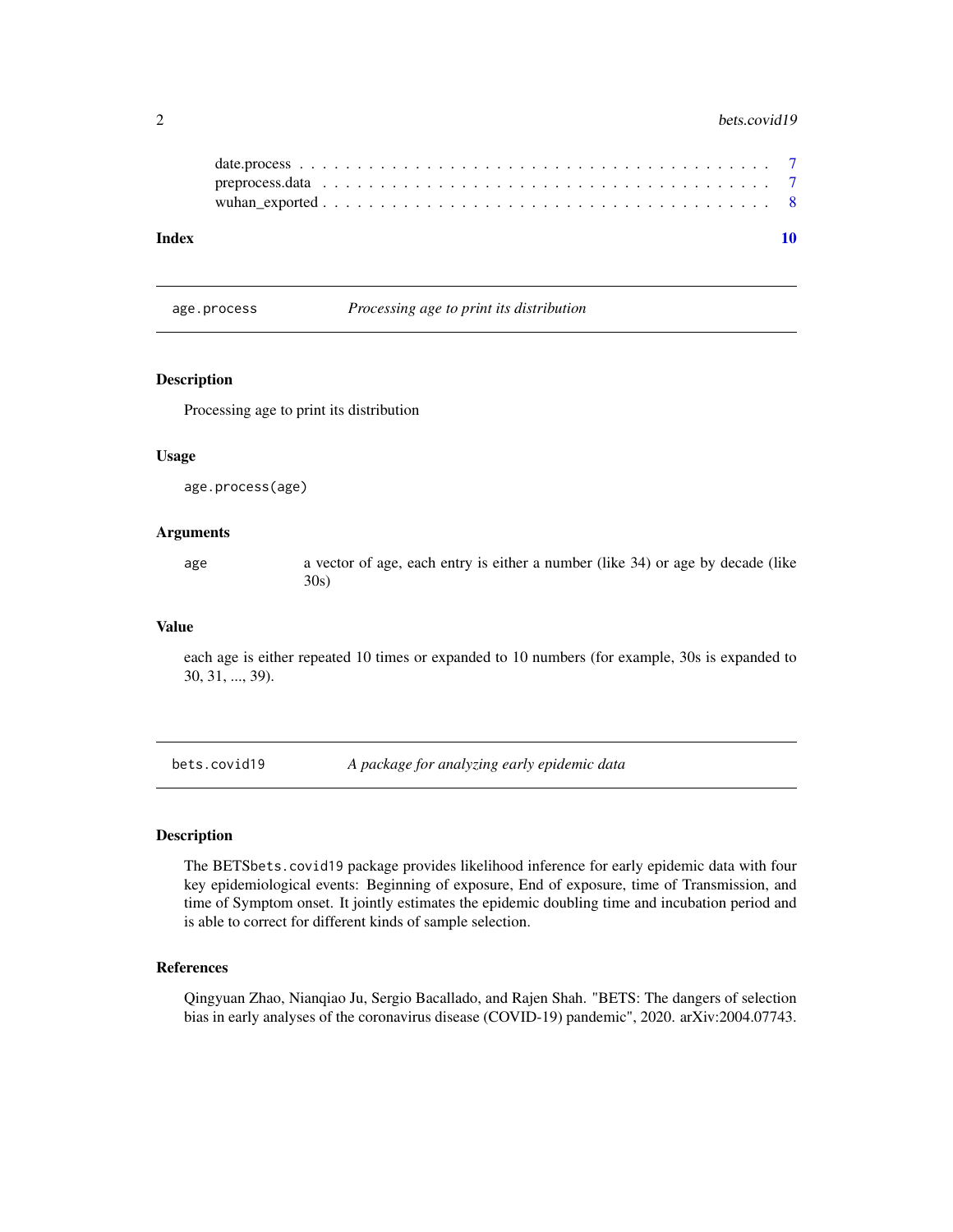date.process . . . . . . . . . . . . . . . . . . . . . . . . . . . . . . . . . . . . . . . 7
preprocess.data . . . . . . . . . . . . . . . . . . . . . . . . . . . . . . . . . . . . . . 7
wuhan_exported . . . . . . . . . . . . . . . . . . . . . . . . . . . . . . . . . . . . . . 8

**Index** **10**

---

## age.process — *Processing age to print its distribution*

### Description

Processing age to print its distribution

### Usage

```
age.process(age)
```

### Arguments

| | |
|---|---|
| age | a vector of age, each entry is either a number (like 34) or age by decade (like 30s) |

### Value

each age is either repeated 10 times or expanded to 10 numbers (for example, 30s is expanded to 30, 31, ..., 39).

---

## bets.covid19 — *A package for analyzing early epidemic data*

### Description

The BETSbets.covid19 package provides likelihood inference for early epidemic data with four key epidemiological events: Beginning of exposure, End of exposure, time of Transmission, and time of Symptom onset. It jointly estimates the epidemic doubling time and incubation period and is able to correct for different kinds of sample selection.

### References

Qingyuan Zhao, Nianqiao Ju, Sergio Bacallado, and Rajen Shah. "BETS: The dangers of selection bias in early analyses of the coronavirus disease (COVID-19) pandemic", 2020. arXiv:2004.07743.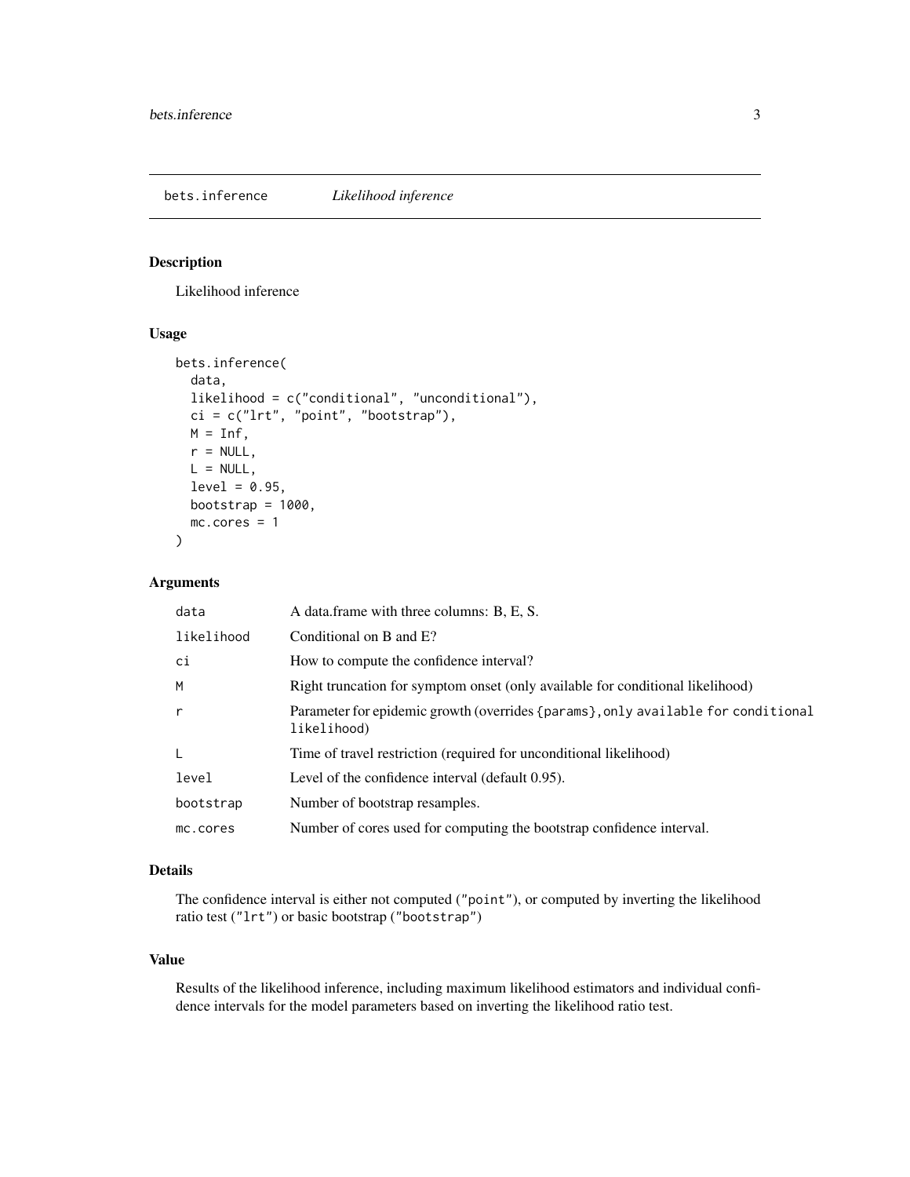# bets.inference *Likelihood inference*

## Description

Likelihood inference

## Usage

```
bets.inference(
  data,
  likelihood = c("conditional", "unconditional"),
  ci = c("lrt", "point", "bootstrap"),
  M = Inf,
  r = NULL,
  L = NULL,
  level = 0.95,
  bootstrap = 1000,
  mc.cores = 1
)
```

## Arguments

| | |
|---|---|
| data | A data.frame with three columns: B, E, S. |
| likelihood | Conditional on B and E? |
| ci | How to compute the confidence interval? |
| M | Right truncation for symptom onset (only available for conditional likelihood) |
| r | Parameter for epidemic growth (overrides {params}, only available for conditional likelihood) |
| L | Time of travel restriction (required for unconditional likelihood) |
| level | Level of the confidence interval (default 0.95). |
| bootstrap | Number of bootstrap resamples. |
| mc.cores | Number of cores used for computing the bootstrap confidence interval. |

## Details

The confidence interval is either not computed ("point"), or computed by inverting the likelihood ratio test ("lrt") or basic bootstrap ("bootstrap")

## Value

Results of the likelihood inference, including maximum likelihood estimators and individual confidence intervals for the model parameters based on inverting the likelihood ratio test.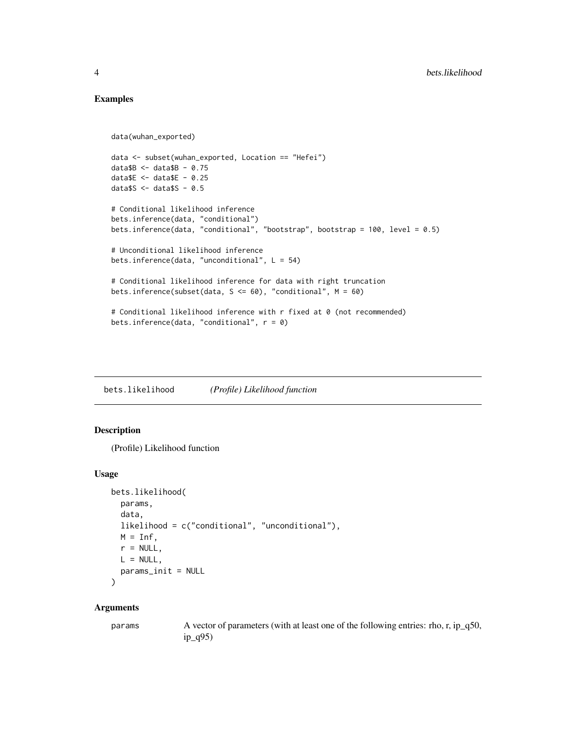## Examples

```
data(wuhan_exported)

data <- subset(wuhan_exported, Location == "Hefei")
data$B <- data$B - 0.75
data$E <- data$E - 0.25
data$S <- data$S - 0.5

# Conditional likelihood inference
bets.inference(data, "conditional")
bets.inference(data, "conditional", "bootstrap", bootstrap = 100, level = 0.5)

# Unconditional likelihood inference
bets.inference(data, "unconditional", L = 54)

# Conditional likelihood inference for data with right truncation
bets.inference(subset(data, S <= 60), "conditional", M = 60)

# Conditional likelihood inference with r fixed at 0 (not recommended)
bets.inference(data, "conditional", r = 0)
```

---

# bets.likelihood — *(Profile) Likelihood function*

## Description

(Profile) Likelihood function

## Usage

```
bets.likelihood(
  params,
  data,
  likelihood = c("conditional", "unconditional"),
  M = Inf,
  r = NULL,
  L = NULL,
  params_init = NULL
)
```

## Arguments

| | |
|---|---|
| params | A vector of parameters (with at least one of the following entries: rho, r, ip_q50, ip_q95) |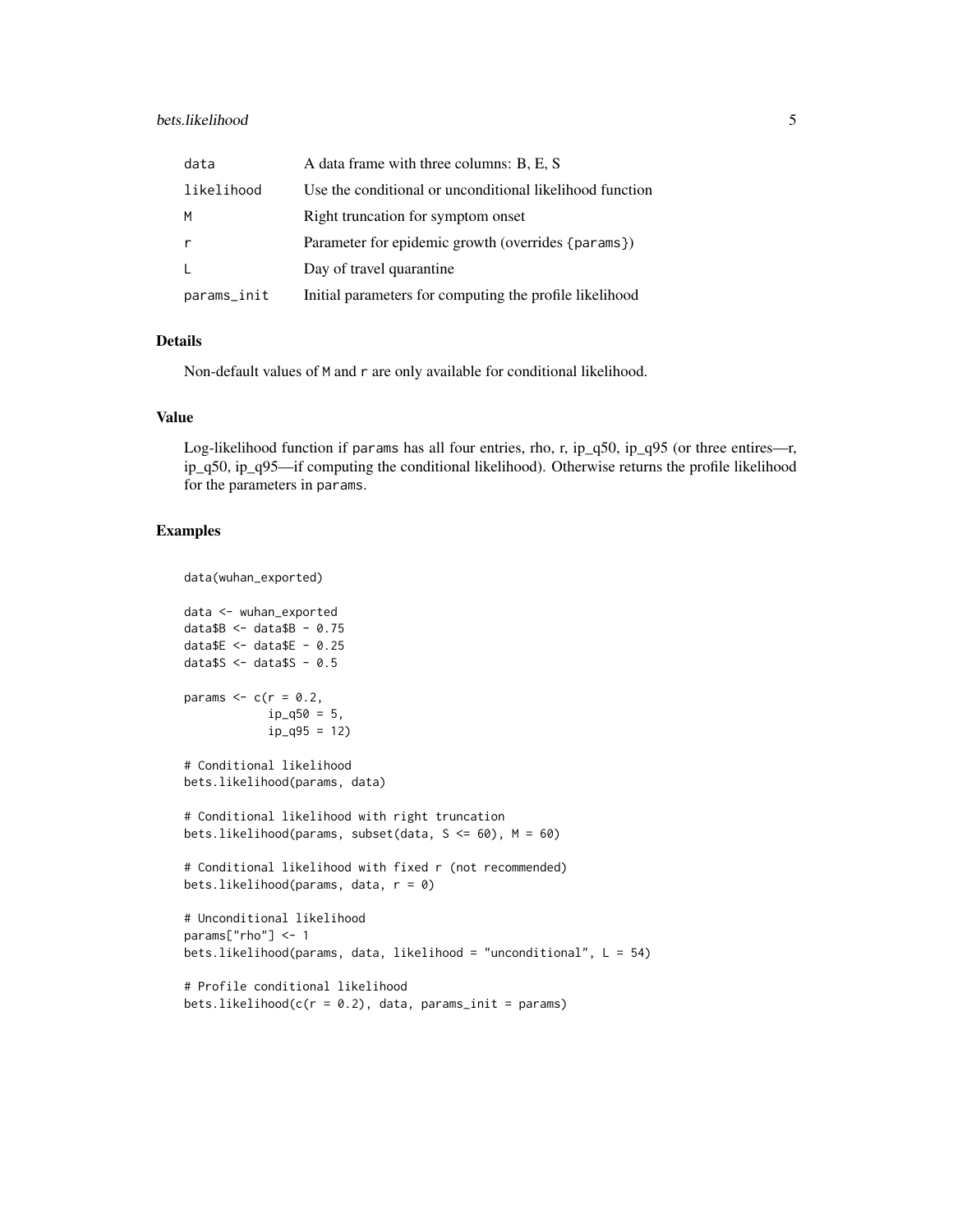| | |
|---|---|
| `data` | A data frame with three columns: B, E, S |
| `likelihood` | Use the conditional or unconditional likelihood function |
| `M` | Right truncation for symptom onset |
| `r` | Parameter for epidemic growth (overrides {params}) |
| `L` | Day of travel quarantine |
| `params_init` | Initial parameters for computing the profile likelihood |

## Details

Non-default values of `M` and `r` are only available for conditional likelihood.

## Value

Log-likelihood function if `params` has all four entries, rho, r, ip_q50, ip_q95 (or three entires—r, ip_q50, ip_q95—if computing the conditional likelihood). Otherwise returns the profile likelihood for the parameters in `params`.

## Examples

```
data(wuhan_exported)

data <- wuhan_exported
data$B <- data$B - 0.75
data$E <- data$E - 0.25
data$S <- data$S - 0.5

params <- c(r = 0.2,
            ip_q50 = 5,
            ip_q95 = 12)

# Conditional likelihood
bets.likelihood(params, data)

# Conditional likelihood with right truncation
bets.likelihood(params, subset(data, S <= 60), M = 60)

# Conditional likelihood with fixed r (not recommended)
bets.likelihood(params, data, r = 0)

# Unconditional likelihood
params["rho"] <- 1
bets.likelihood(params, data, likelihood = "unconditional", L = 54)

# Profile conditional likelihood
bets.likelihood(c(r = 0.2), data, params_init = params)
```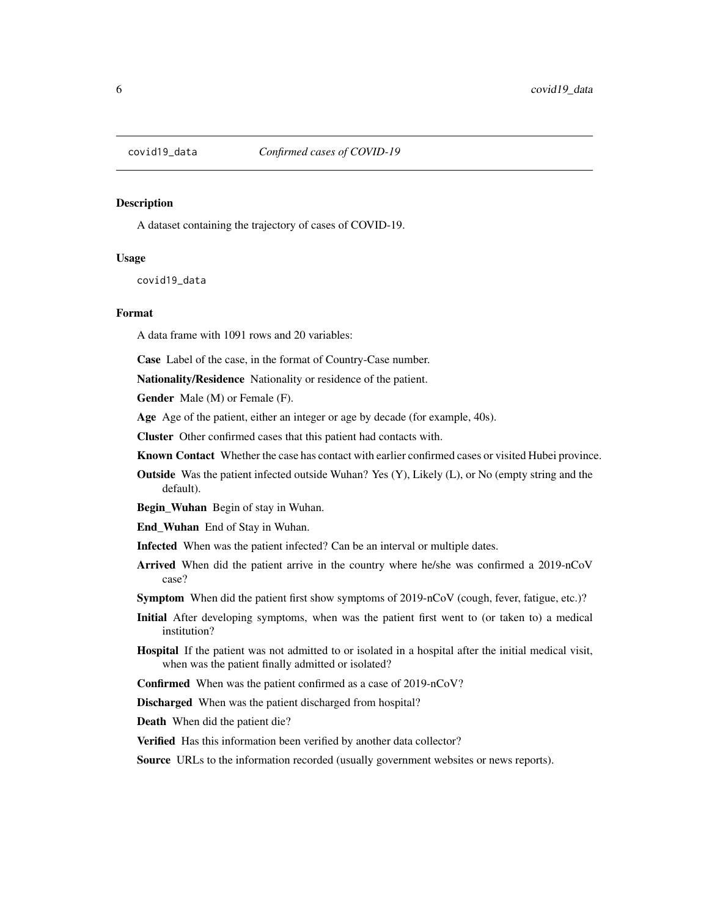covid19_data *Confirmed cases of COVID-19*

## Description

A dataset containing the trajectory of cases of COVID-19.

## Usage

```
covid19_data
```

## Format

A data frame with 1091 rows and 20 variables:

**Case** Label of the case, in the format of Country-Case number.

**Nationality/Residence** Nationality or residence of the patient.

**Gender** Male (M) or Female (F).

**Age** Age of the patient, either an integer or age by decade (for example, 40s).

**Cluster** Other confirmed cases that this patient had contacts with.

**Known Contact** Whether the case has contact with earlier confirmed cases or visited Hubei province.

**Outside** Was the patient infected outside Wuhan? Yes (Y), Likely (L), or No (empty string and the default).

**Begin_Wuhan** Begin of stay in Wuhan.

**End_Wuhan** End of Stay in Wuhan.

**Infected** When was the patient infected? Can be an interval or multiple dates.

**Arrived** When did the patient arrive in the country where he/she was confirmed a 2019-nCoV case?

**Symptom** When did the patient first show symptoms of 2019-nCoV (cough, fever, fatigue, etc.)?

**Initial** After developing symptoms, when was the patient first went to (or taken to) a medical institution?

**Hospital** If the patient was not admitted to or isolated in a hospital after the initial medical visit, when was the patient finally admitted or isolated?

**Confirmed** When was the patient confirmed as a case of 2019-nCoV?

**Discharged** When was the patient discharged from hospital?

**Death** When did the patient die?

**Verified** Has this information been verified by another data collector?

**Source** URLs to the information recorded (usually government websites or news reports).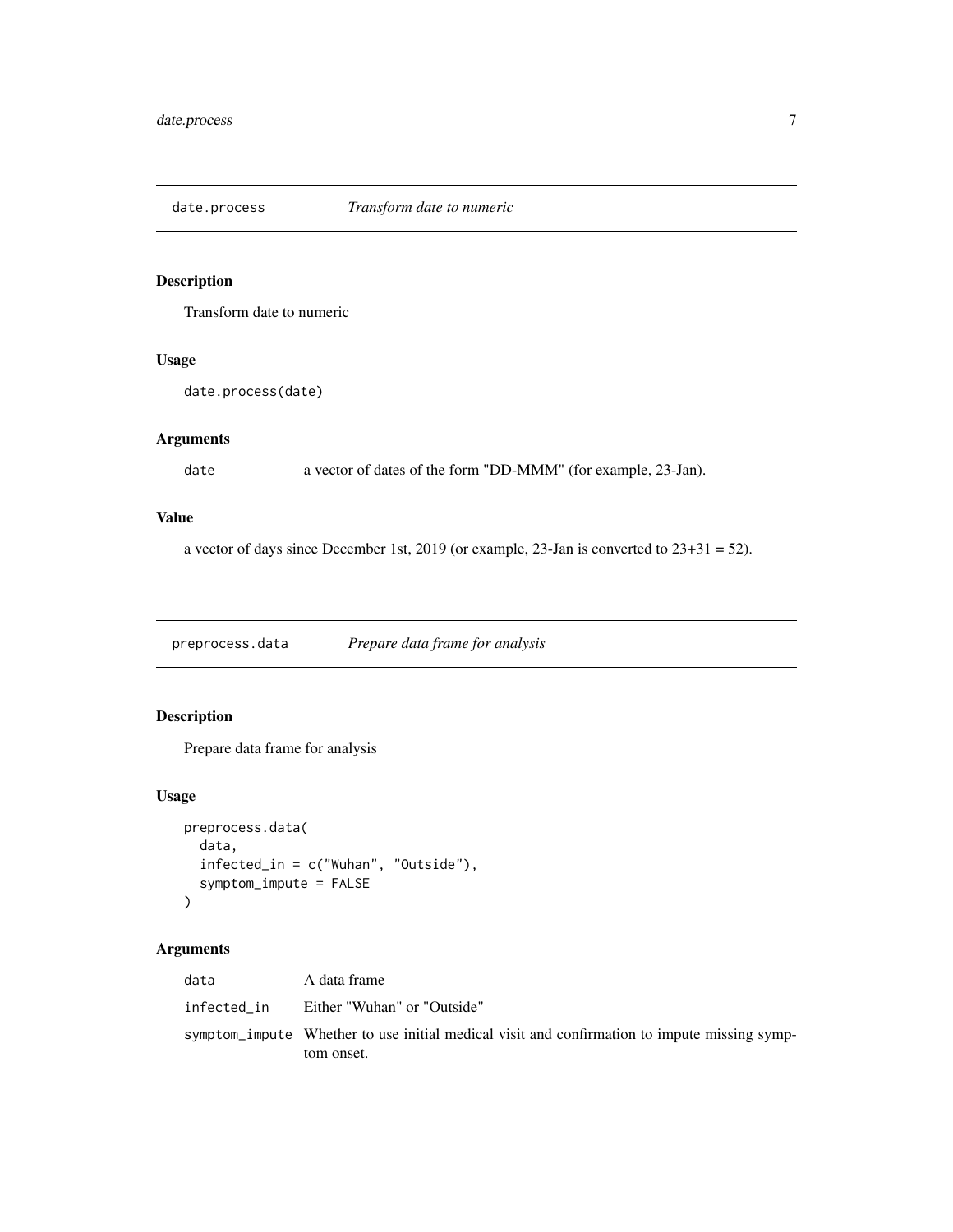## date.process — *Transform date to numeric*

### Description

Transform date to numeric

### Usage

```
date.process(date)
```

### Arguments

| | |
|---|---|
| date | a vector of dates of the form "DD-MMM" (for example, 23-Jan). |

### Value

a vector of days since December 1st, 2019 (or example, 23-Jan is converted to 23+31 = 52).

## preprocess.data — *Prepare data frame for analysis*

### Description

Prepare data frame for analysis

### Usage

```
preprocess.data(
  data,
  infected_in = c("Wuhan", "Outside"),
  symptom_impute = FALSE
)
```

### Arguments

| | |
|---|---|
| data | A data frame |
| infected_in | Either "Wuhan" or "Outside" |
| symptom_impute | Whether to use initial medical visit and confirmation to impute missing symptom onset. |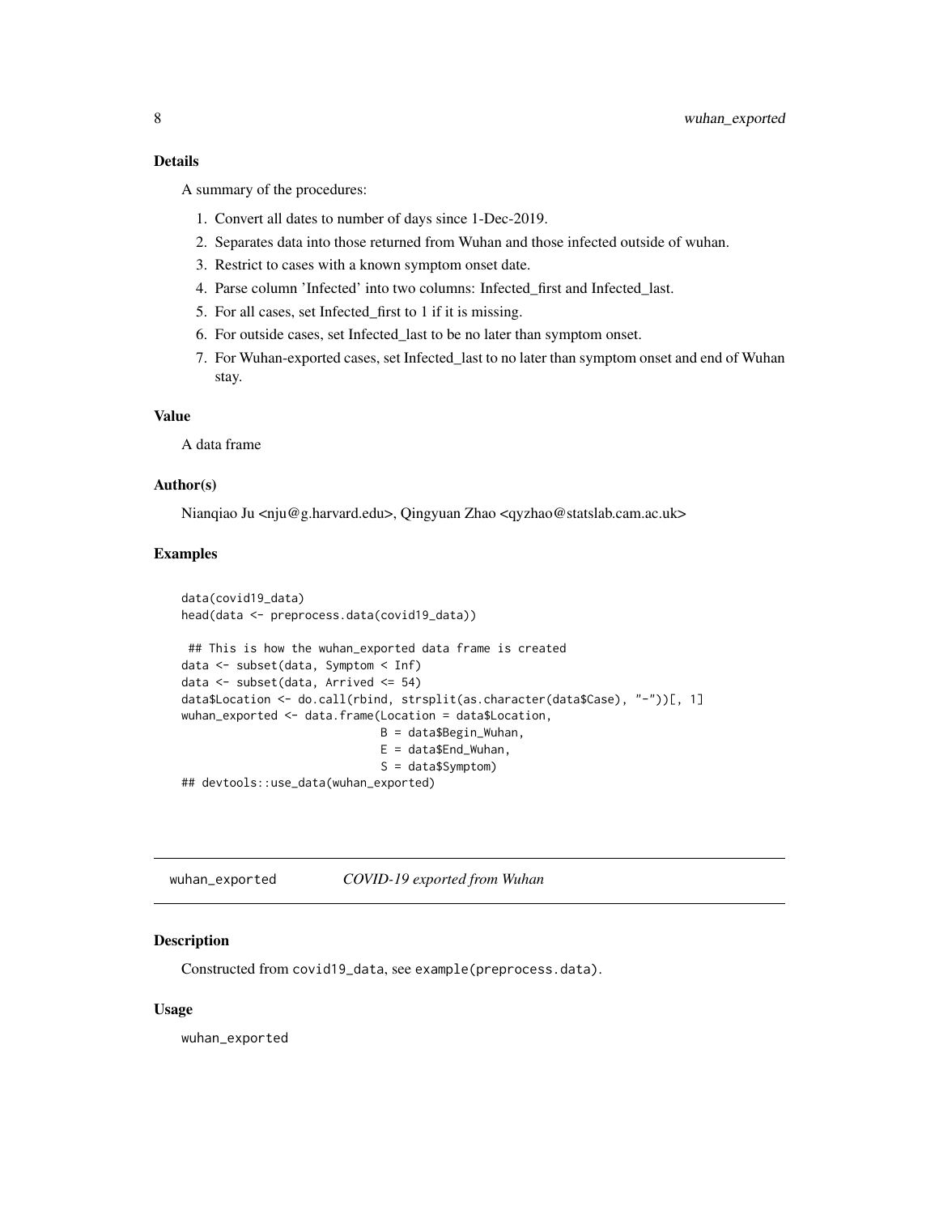## Details

A summary of the procedures:

1. Convert all dates to number of days since 1-Dec-2019.
2. Separates data into those returned from Wuhan and those infected outside of wuhan.
3. Restrict to cases with a known symptom onset date.
4. Parse column 'Infected' into two columns: Infected_first and Infected_last.
5. For all cases, set Infected_first to 1 if it is missing.
6. For outside cases, set Infected_last to be no later than symptom onset.
7. For Wuhan-exported cases, set Infected_last to no later than symptom onset and end of Wuhan stay.

## Value

A data frame

## Author(s)

Nianqiao Ju <nju@g.harvard.edu>, Qingyuan Zhao <qyzhao@statslab.cam.ac.uk>

## Examples

```
data(covid19_data)
head(data <- preprocess.data(covid19_data))

 ## This is how the wuhan_exported data frame is created
data <- subset(data, Symptom < Inf)
data <- subset(data, Arrived <= 54)
data$Location <- do.call(rbind, strsplit(as.character(data$Case), "-"))[, 1]
wuhan_exported <- data.frame(Location = data$Location,
                             B = data$Begin_Wuhan,
                             E = data$End_Wuhan,
                             S = data$Symptom)
## devtools::use_data(wuhan_exported)
```

---

# wuhan_exported *COVID-19 exported from Wuhan*

---

## Description

Constructed from covid19_data, see example(preprocess.data).

## Usage

wuhan_exported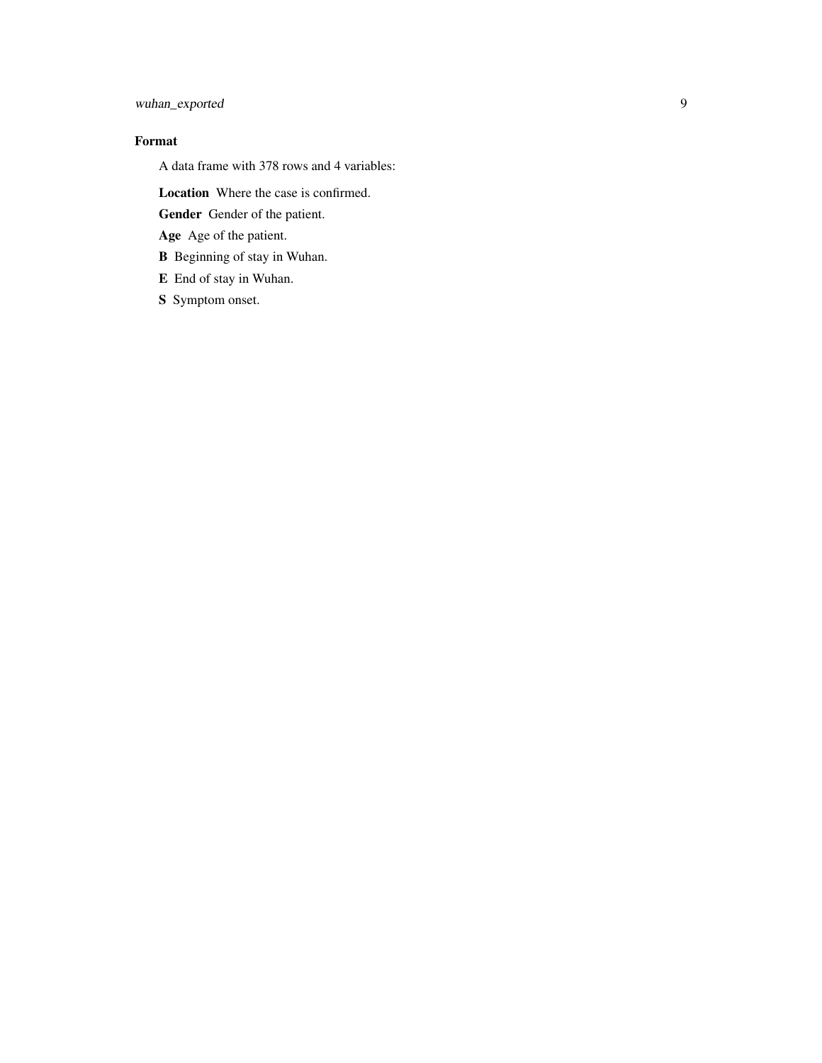## Format

A data frame with 378 rows and 4 variables:

**Location** Where the case is confirmed.

**Gender** Gender of the patient.

**Age** Age of the patient.

**B** Beginning of stay in Wuhan.

**E** End of stay in Wuhan.

**S** Symptom onset.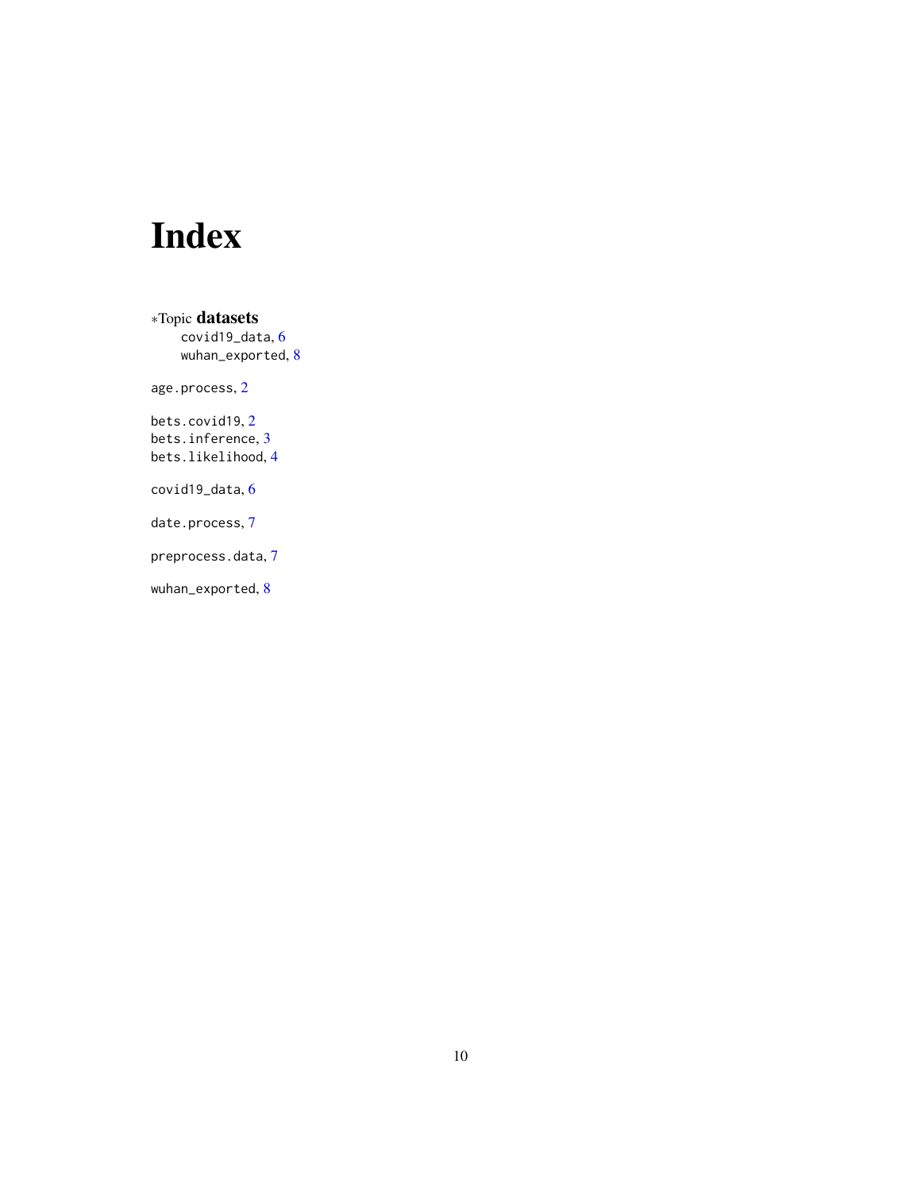# Index

*Topic **datasets**
    covid19_data, 6
    wuhan_exported, 8

age.process, 2

bets.covid19, 2
bets.inference, 3
bets.likelihood, 4

covid19_data, 6

date.process, 7

preprocess.data, 7

wuhan_exported, 8